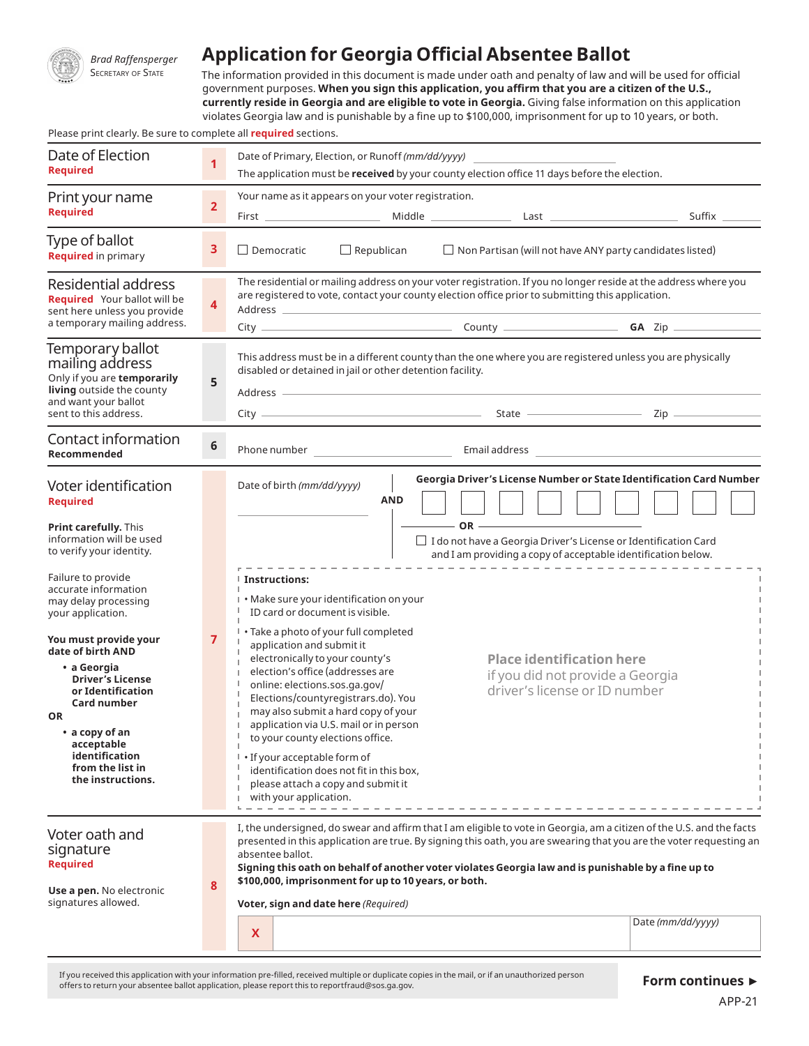Brad Raffensperger
Secretary of State

# Application for Georgia Official Absentee Ballot

The information provided in this document is made under oath and penalty of law and will be used for official government purposes. **When you sign this application, you affirm that you are a citizen of the U.S., currently reside in Georgia and are eligible to vote in Georgia.** Giving false information on this application violates Georgia law and is punishable by a fine up to $100,000, imprisonment for up to 10 years, or both.

Please print clearly. Be sure to complete all **required** sections.

## Date of Election
**Required**

**1**

Date of Primary, Election, or Runoff *(mm/dd/yyyy)* ____________________

The application must be **received** by your county election office 11 days before the election.

## Print your name
**Required**

**2**

Your name as it appears on your voter registration.

First ____________ Middle ____________ Last ____________ Suffix ______

## Type of ballot
**Required** in primary

**3**

☐ Democratic ☐ Republican ☐ Non Partisan (will not have ANY party candidates listed)

## Residential address
**Required** Your ballot will be sent here unless you provide a temporary mailing address.

**4**

The residential or mailing address on your voter registration. If you no longer reside at the address where you are registered to vote, contact your county election office prior to submitting this application.

Address ______________________________

City ____________ County ____________ **GA** Zip ____________

## Temporary ballot mailing address
Only if you are **temporarily living** outside the county and want your ballot sent to this address.

**5**

This address must be in a different county than the one where you are registered unless you are physically disabled or detained in jail or other detention facility.

Address ______________________________

City ____________ State ____________ Zip ____________

## Contact information
**Recommended**

**6**

Phone number ____________ Email address ____________

## Voter identification
**Required**

**Print carefully.** This information will be used to verify your identity.

Failure to provide accurate information may delay processing your application.

**You must provide your date of birth AND**

- **a Georgia Driver's License or Identification Card number**

**OR**

- **a copy of an acceptable identification from the list in the instructions.**

**7**

Date of birth *(mm/dd/yyyy)* ____________

**AND**

**Georgia Driver's License Number or State Identification Card Number**

☐☐☐☐☐☐☐☐☐

**OR**

☐ I do not have a Georgia Driver's License or Identification Card and I am providing a copy of acceptable identification below.

**Instructions:**

- Make sure your identification on your ID card or document is visible.
- Take a photo of your full completed application and submit it electronically to your county's election's office (addresses are online: elections.sos.ga.gov/Elections/countyregistrars.do). You may also submit a hard copy of your application via U.S. mail or in person to your county elections office.
- If your acceptable form of identification does not fit in this box, please attach a copy and submit it with your application.

**Place identification here**
if you did not provide a Georgia driver's license or ID number

## Voter oath and signature
**Required**

**Use a pen.** No electronic signatures allowed.

**8**

I, the undersigned, do swear and affirm that I am eligible to vote in Georgia, am a citizen of the U.S. and the facts presented in this application are true. By signing this oath, you are swearing that you are the voter requesting an absentee ballot.

**Signing this oath on behalf of another voter violates Georgia law and is punishable by a fine up to $100,000, imprisonment for up to 10 years, or both.**

**Voter, sign and date here** *(Required)*

X ______________________________ Date *(mm/dd/yyyy)* ____________

If you received this application with your information pre-filled, received multiple or duplicate copies in the mail, or if an unauthorized person offers to return your absentee ballot application, please report this to reportfraud@sos.ga.gov.

**Form continues ►**

APP-21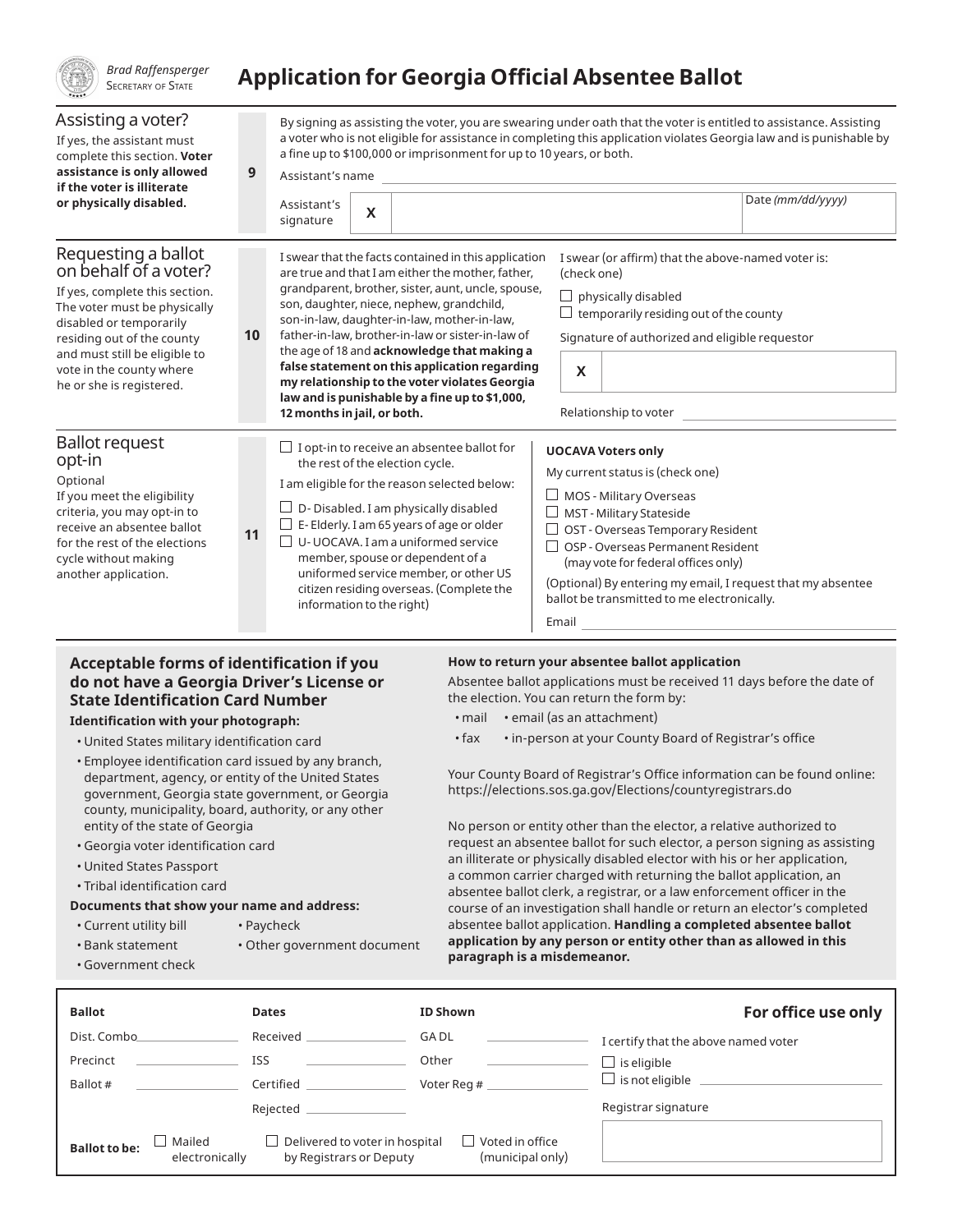*Brad Raffensperger*
Secretary of State

# Application for Georgia Official Absentee Ballot

## Assisting a voter?

If yes, the assistant must complete this section. **Voter assistance is only allowed if the voter is illiterate or physically disabled.**

**9**

By signing as assisting the voter, you are swearing under oath that the voter is entitled to assistance. Assisting a voter who is not eligible for assistance in completing this application violates Georgia law and is punishable by a fine up to $100,000 or imprisonment for up to 10 years, or both.

Assistant's name ______________________

Assistant's signature **X** ______________________ Date *(mm/dd/yyyy)* __________

## Requesting a ballot on behalf of a voter?

If yes, complete this section. The voter must be physically disabled or temporarily residing out of the county and must still be eligible to vote in the county where he or she is registered.

**10**

I swear that the facts contained in this application are true and that I am either the mother, father, grandparent, brother, sister, aunt, uncle, spouse, son, daughter, niece, nephew, grandchild, son-in-law, daughter-in-law, mother-in-law, father-in-law, brother-in-law or sister-in-law of the age of 18 and **acknowledge that making a false statement on this application regarding my relationship to the voter violates Georgia law and is punishable by a fine up to $1,000, 12 months in jail, or both.**

I swear (or affirm) that the above-named voter is: (check one)

- ☐ physically disabled
- ☐ temporarily residing out of the county

Signature of authorized and eligible requestor

**X** ______________________

Relationship to voter ______________________

## Ballot request opt-in

Optional
If you meet the eligibility criteria, you may opt-in to receive an absentee ballot for the rest of the elections cycle without making another application.

**11**

☐ I opt-in to receive an absentee ballot for the rest of the election cycle.

I am eligible for the reason selected below:

- ☐ D- Disabled. I am physically disabled
- ☐ E- Elderly. I am 65 years of age or older
- ☐ U- UOCAVA. I am a uniformed service member, spouse or dependent of a uniformed service member, or other US citizen residing overseas. (Complete the information to the right)

**UOCAVA Voters only**

My current status is (check one)

- ☐ MOS - Military Overseas
- ☐ MST - Military Stateside
- ☐ OST - Overseas Temporary Resident
- ☐ OSP - Overseas Permanent Resident (may vote for federal offices only)

(Optional) By entering my email, I request that my absentee ballot be transmitted to me electronically.

Email ______________________

### Acceptable forms of identification if you do not have a Georgia Driver's License or State Identification Card Number

**Identification with your photograph:**

- United States military identification card
- Employee identification card issued by any branch, department, agency, or entity of the United States government, Georgia state government, or Georgia county, municipality, board, authority, or any other entity of the state of Georgia
- Georgia voter identification card
- United States Passport
- Tribal identification card

**Documents that show your name and address:**

- Current utility bill
- Bank statement
- Government check
- Paycheck
- Other government document

### How to return your absentee ballot application

Absentee ballot applications must be received 11 days before the date of the election. You can return the form by:

- mail
- email (as an attachment)
- fax
- in-person at your County Board of Registrar's office

Your County Board of Registrar's Office information can be found online: https://elections.sos.ga.gov/Elections/countyregistrars.do

No person or entity other than the elector, a relative authorized to request an absentee ballot for such elector, a person signing as assisting an illiterate or physically disabled elector with his or her application, a common carrier charged with returning the ballot application, an absentee ballot clerk, a registrar, or a law enforcement officer in the course of an investigation shall handle or return an elector's completed absentee ballot application. **Handling a completed absentee ballot application by any person or entity other than as allowed in this paragraph is a misdemeanor.**

### For office use only

| **Ballot** | **Dates** | **ID Shown** | |
|---|---|---|---|
| Dist. Combo ________ | Received ________ | GA DL ________ | I certify that the above named voter |
| Precinct ________ | ISS ________ | Other ________ | ☐ is eligible |
| Ballot # ________ | Certified ________ | Voter Reg # ________ | ☐ is not eligible ________ |
| | Rejected ________ | | Registrar signature |

**Ballot to be:** ☐ Mailed electronically ☐ Delivered to voter in hospital by Registrars or Deputy ☐ Voted in office (municipal only)